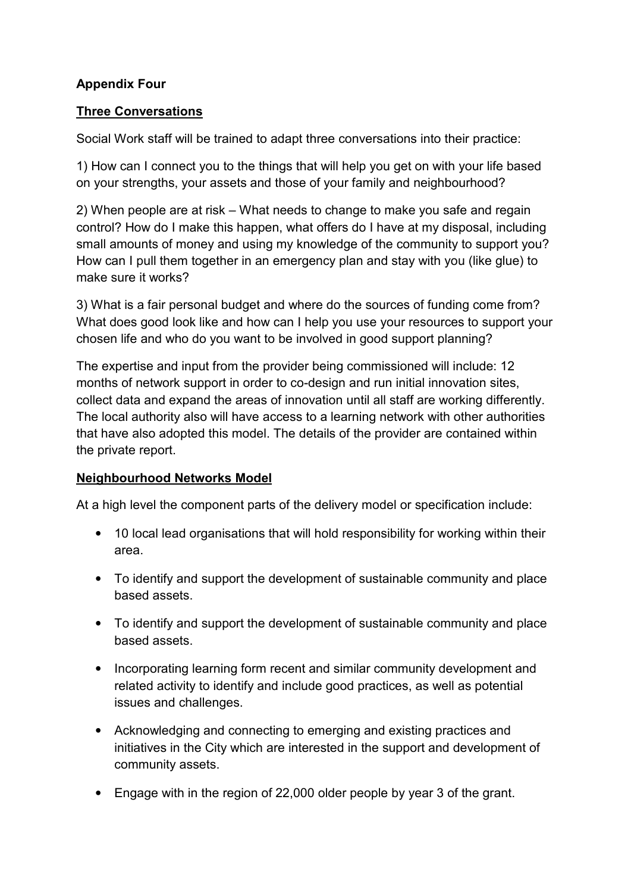**Appendix Four**

**Three Conversations**

Social Work staff will be trained to adapt three conversations into their practice:

1) How can I connect you to the things that will help you get on with your life based on your strengths, your assets and those of your family and neighbourhood?

2) When people are at risk – What needs to change to make you safe and regain control? How do I make this happen, what offers do I have at my disposal, including small amounts of money and using my knowledge of the community to support you? How can I pull them together in an emergency plan and stay with you (like glue) to make sure it works?

3) What is a fair personal budget and where do the sources of funding come from? What does good look like and how can I help you use your resources to support your chosen life and who do you want to be involved in good support planning?

The expertise and input from the provider being commissioned will include: 12 months of network support in order to co-design and run initial innovation sites, collect data and expand the areas of innovation until all staff are working differently. The local authority also will have access to a learning network with other authorities that have also adopted this model. The details of the provider are contained within the private report.

**Neighbourhood Networks Model**

At a high level the component parts of the delivery model or specification include:

- 10 local lead organisations that will hold responsibility for working within their area.
- To identify and support the development of sustainable community and place based assets.
- To identify and support the development of sustainable community and place based assets.
- Incorporating learning form recent and similar community development and related activity to identify and include good practices, as well as potential issues and challenges.
- Acknowledging and connecting to emerging and existing practices and initiatives in the City which are interested in the support and development of community assets.
- Engage with in the region of 22,000 older people by year 3 of the grant.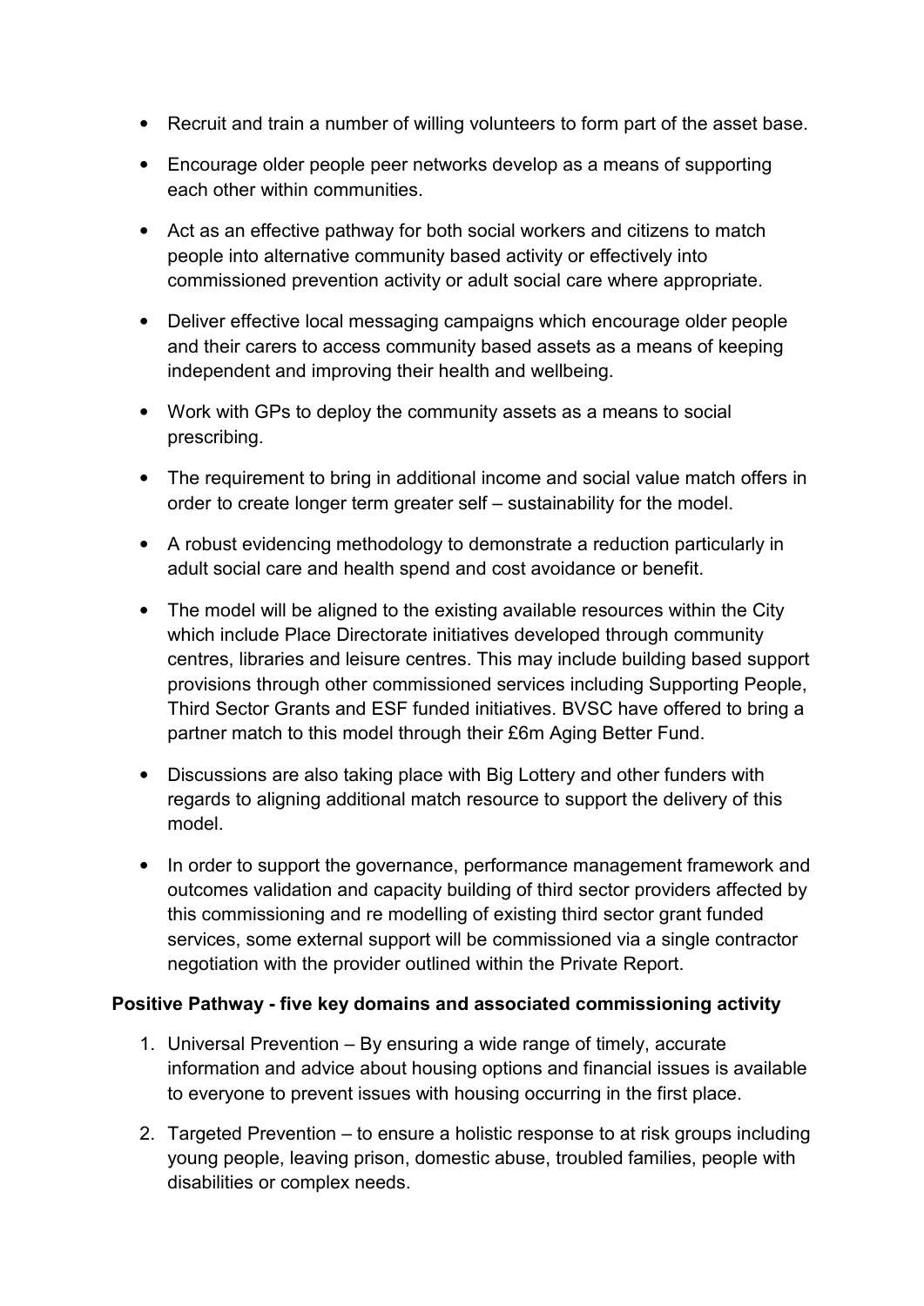- Recruit and train a number of willing volunteers to form part of the asset base.
- Encourage older people peer networks develop as a means of supporting each other within communities.
- Act as an effective pathway for both social workers and citizens to match people into alternative community based activity or effectively into commissioned prevention activity or adult social care where appropriate.
- Deliver effective local messaging campaigns which encourage older people and their carers to access community based assets as a means of keeping independent and improving their health and wellbeing.
- Work with GPs to deploy the community assets as a means to social prescribing.
- The requirement to bring in additional income and social value match offers in order to create longer term greater self – sustainability for the model.
- A robust evidencing methodology to demonstrate a reduction particularly in adult social care and health spend and cost avoidance or benefit.
- The model will be aligned to the existing available resources within the City which include Place Directorate initiatives developed through community centres, libraries and leisure centres. This may include building based support provisions through other commissioned services including Supporting People, Third Sector Grants and ESF funded initiatives. BVSC have offered to bring a partner match to this model through their £6m Aging Better Fund.
- Discussions are also taking place with Big Lottery and other funders with regards to aligning additional match resource to support the delivery of this model.
- In order to support the governance, performance management framework and outcomes validation and capacity building of third sector providers affected by this commissioning and re modelling of existing third sector grant funded services, some external support will be commissioned via a single contractor negotiation with the provider outlined within the Private Report.

**Positive Pathway - five key domains and associated commissioning activity**

1. Universal Prevention – By ensuring a wide range of timely, accurate information and advice about housing options and financial issues is available to everyone to prevent issues with housing occurring in the first place.
2. Targeted Prevention – to ensure a holistic response to at risk groups including young people, leaving prison, domestic abuse, troubled families, people with disabilities or complex needs.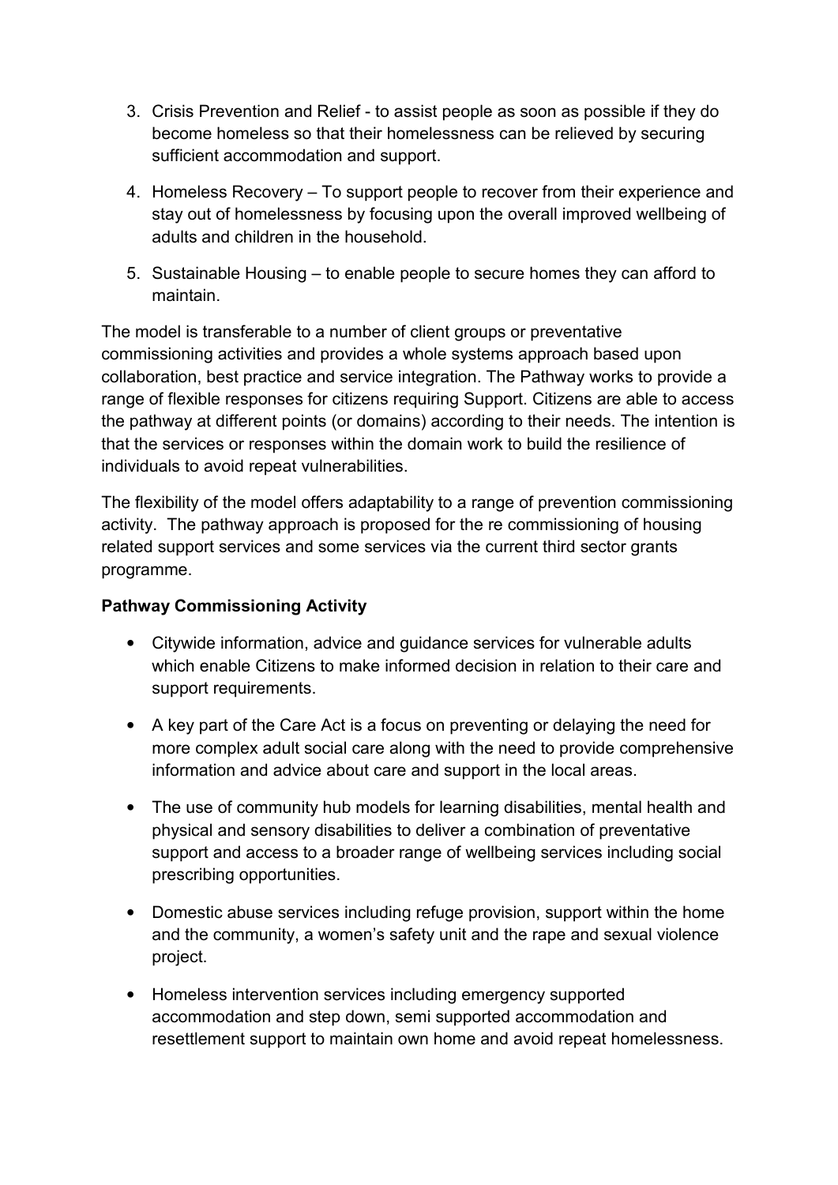3. Crisis Prevention and Relief - to assist people as soon as possible if they do become homeless so that their homelessness can be relieved by securing sufficient accommodation and support.
4. Homeless Recovery – To support people to recover from their experience and stay out of homelessness by focusing upon the overall improved wellbeing of adults and children in the household.
5. Sustainable Housing – to enable people to secure homes they can afford to maintain.

The model is transferable to a number of client groups or preventative commissioning activities and provides a whole systems approach based upon collaboration, best practice and service integration. The Pathway works to provide a range of flexible responses for citizens requiring Support. Citizens are able to access the pathway at different points (or domains) according to their needs. The intention is that the services or responses within the domain work to build the resilience of individuals to avoid repeat vulnerabilities.

The flexibility of the model offers adaptability to a range of prevention commissioning activity. The pathway approach is proposed for the re commissioning of housing related support services and some services via the current third sector grants programme.

**Pathway Commissioning Activity**

- Citywide information, advice and guidance services for vulnerable adults which enable Citizens to make informed decision in relation to their care and support requirements.
- A key part of the Care Act is a focus on preventing or delaying the need for more complex adult social care along with the need to provide comprehensive information and advice about care and support in the local areas.
- The use of community hub models for learning disabilities, mental health and physical and sensory disabilities to deliver a combination of preventative support and access to a broader range of wellbeing services including social prescribing opportunities.
- Domestic abuse services including refuge provision, support within the home and the community, a women's safety unit and the rape and sexual violence project.
- Homeless intervention services including emergency supported accommodation and step down, semi supported accommodation and resettlement support to maintain own home and avoid repeat homelessness.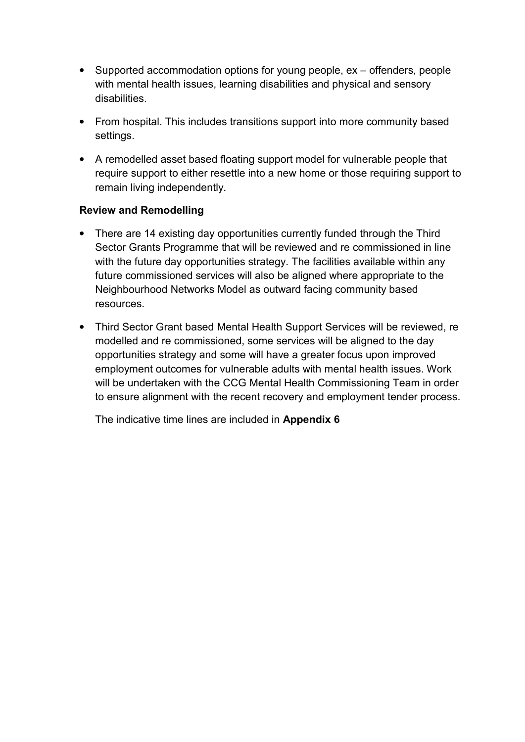- Supported accommodation options for young people, ex – offenders, people with mental health issues, learning disabilities and physical and sensory disabilities.
- From hospital. This includes transitions support into more community based settings.
- A remodelled asset based floating support model for vulnerable people that require support to either resettle into a new home or those requiring support to remain living independently.

**Review and Remodelling**

- There are 14 existing day opportunities currently funded through the Third Sector Grants Programme that will be reviewed and re commissioned in line with the future day opportunities strategy. The facilities available within any future commissioned services will also be aligned where appropriate to the Neighbourhood Networks Model as outward facing community based resources.
- Third Sector Grant based Mental Health Support Services will be reviewed, re modelled and re commissioned, some services will be aligned to the day opportunities strategy and some will have a greater focus upon improved employment outcomes for vulnerable adults with mental health issues. Work will be undertaken with the CCG Mental Health Commissioning Team in order to ensure alignment with the recent recovery and employment tender process.

  The indicative time lines are included in **Appendix 6**